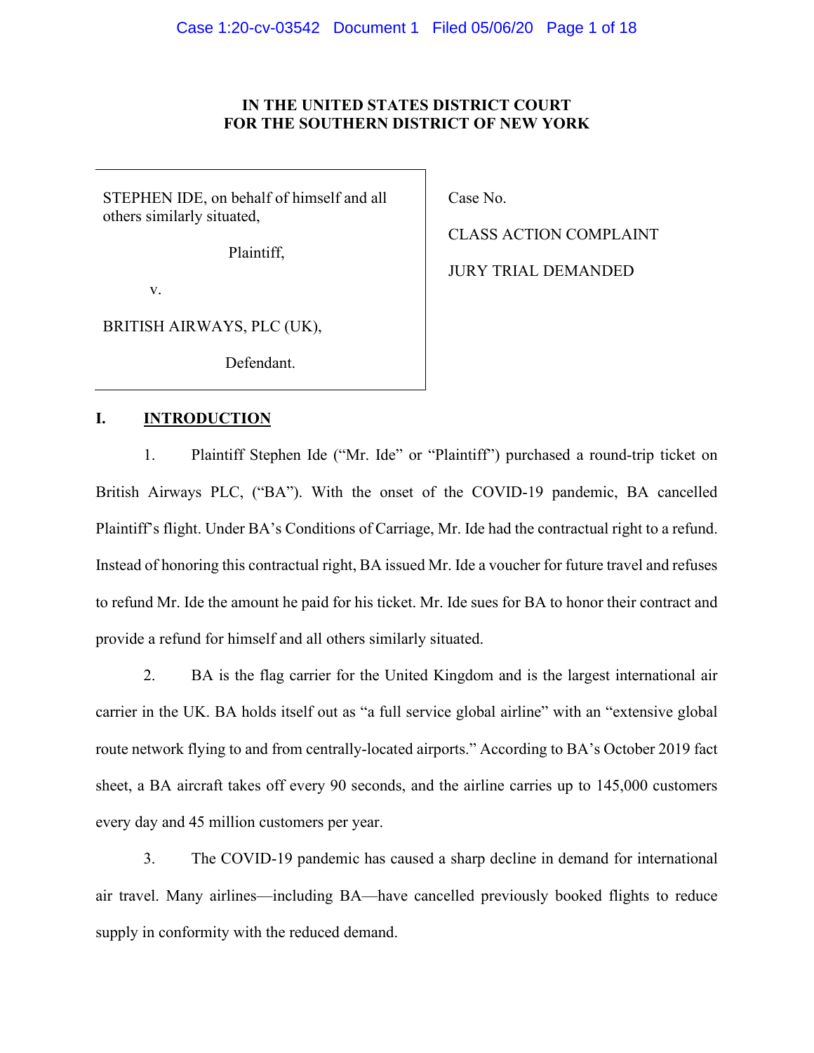**IN THE UNITED STATES DISTRICT COURT**
**FOR THE SOUTHERN DISTRICT OF NEW YORK**

| | |
|---|---|
| STEPHEN IDE, on behalf of himself and all others similarly situated, | Case No. |
| Plaintiff, | CLASS ACTION COMPLAINT |
| v. | JURY TRIAL DEMANDED |
| BRITISH AIRWAYS, PLC (UK), | |
| Defendant. | |

## I. INTRODUCTION

1. Plaintiff Stephen Ide ("Mr. Ide" or "Plaintiff") purchased a round-trip ticket on British Airways PLC, ("BA"). With the onset of the COVID-19 pandemic, BA cancelled Plaintiff's flight. Under BA's Conditions of Carriage, Mr. Ide had the contractual right to a refund. Instead of honoring this contractual right, BA issued Mr. Ide a voucher for future travel and refuses to refund Mr. Ide the amount he paid for his ticket. Mr. Ide sues for BA to honor their contract and provide a refund for himself and all others similarly situated.

2. BA is the flag carrier for the United Kingdom and is the largest international air carrier in the UK. BA holds itself out as "a full service global airline" with an "extensive global route network flying to and from centrally-located airports." According to BA's October 2019 fact sheet, a BA aircraft takes off every 90 seconds, and the airline carries up to 145,000 customers every day and 45 million customers per year.

3. The COVID-19 pandemic has caused a sharp decline in demand for international air travel. Many airlines—including BA—have cancelled previously booked flights to reduce supply in conformity with the reduced demand.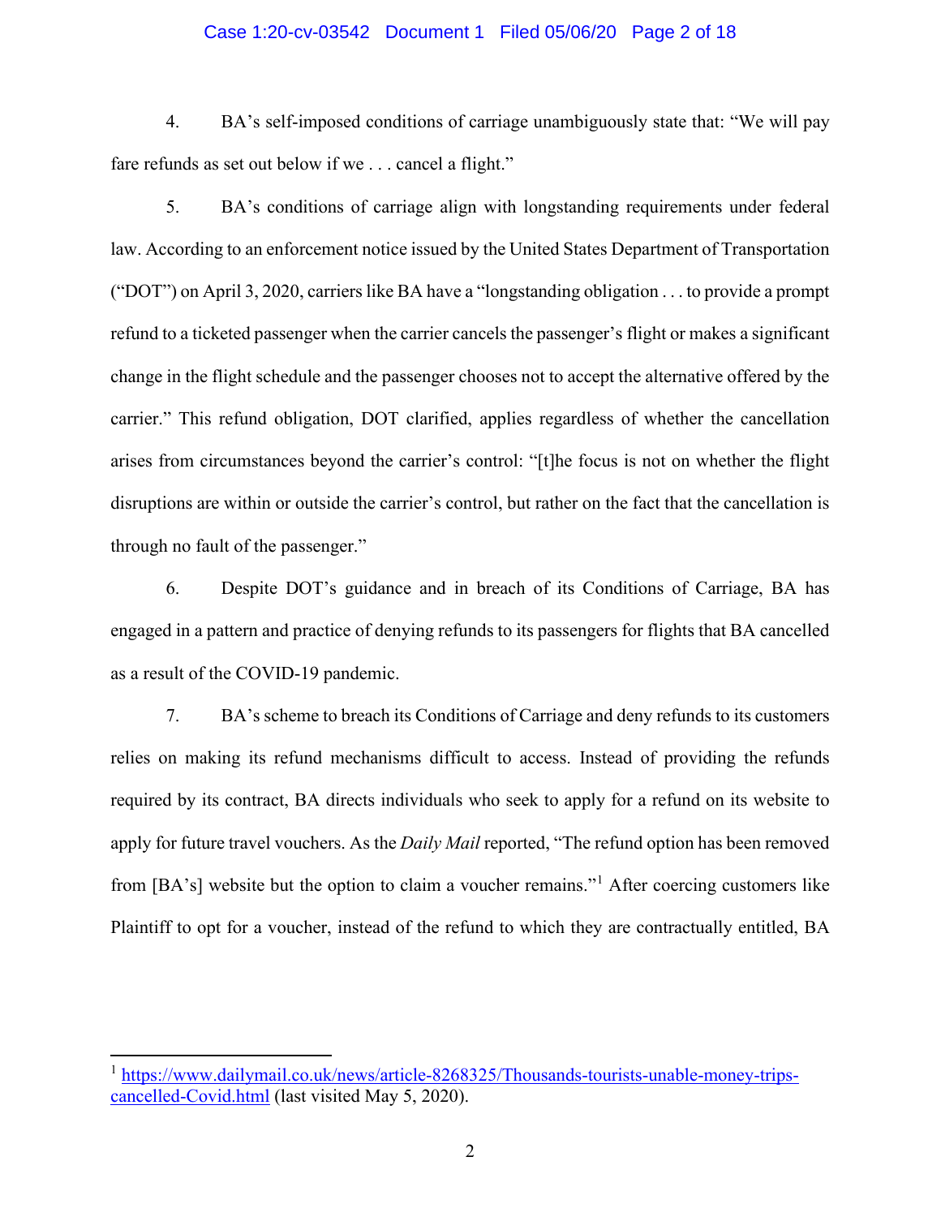4. BA's self-imposed conditions of carriage unambiguously state that: "We will pay fare refunds as set out below if we . . . cancel a flight."

5. BA's conditions of carriage align with longstanding requirements under federal law. According to an enforcement notice issued by the United States Department of Transportation ("DOT") on April 3, 2020, carriers like BA have a "longstanding obligation . . . to provide a prompt refund to a ticketed passenger when the carrier cancels the passenger's flight or makes a significant change in the flight schedule and the passenger chooses not to accept the alternative offered by the carrier." This refund obligation, DOT clarified, applies regardless of whether the cancellation arises from circumstances beyond the carrier's control: "[t]he focus is not on whether the flight disruptions are within or outside the carrier's control, but rather on the fact that the cancellation is through no fault of the passenger."

6. Despite DOT's guidance and in breach of its Conditions of Carriage, BA has engaged in a pattern and practice of denying refunds to its passengers for flights that BA cancelled as a result of the COVID-19 pandemic.

7. BA's scheme to breach its Conditions of Carriage and deny refunds to its customers relies on making its refund mechanisms difficult to access. Instead of providing the refunds required by its contract, BA directs individuals who seek to apply for a refund on its website to apply for future travel vouchers. As the *Daily Mail* reported, "The refund option has been removed from [BA's] website but the option to claim a voucher remains."[1] After coercing customers like Plaintiff to opt for a voucher, instead of the refund to which they are contractually entitled, BA

---

[1] https://www.dailymail.co.uk/news/article-8268325/Thousands-tourists-unable-money-trips-cancelled-Covid.html (last visited May 5, 2020).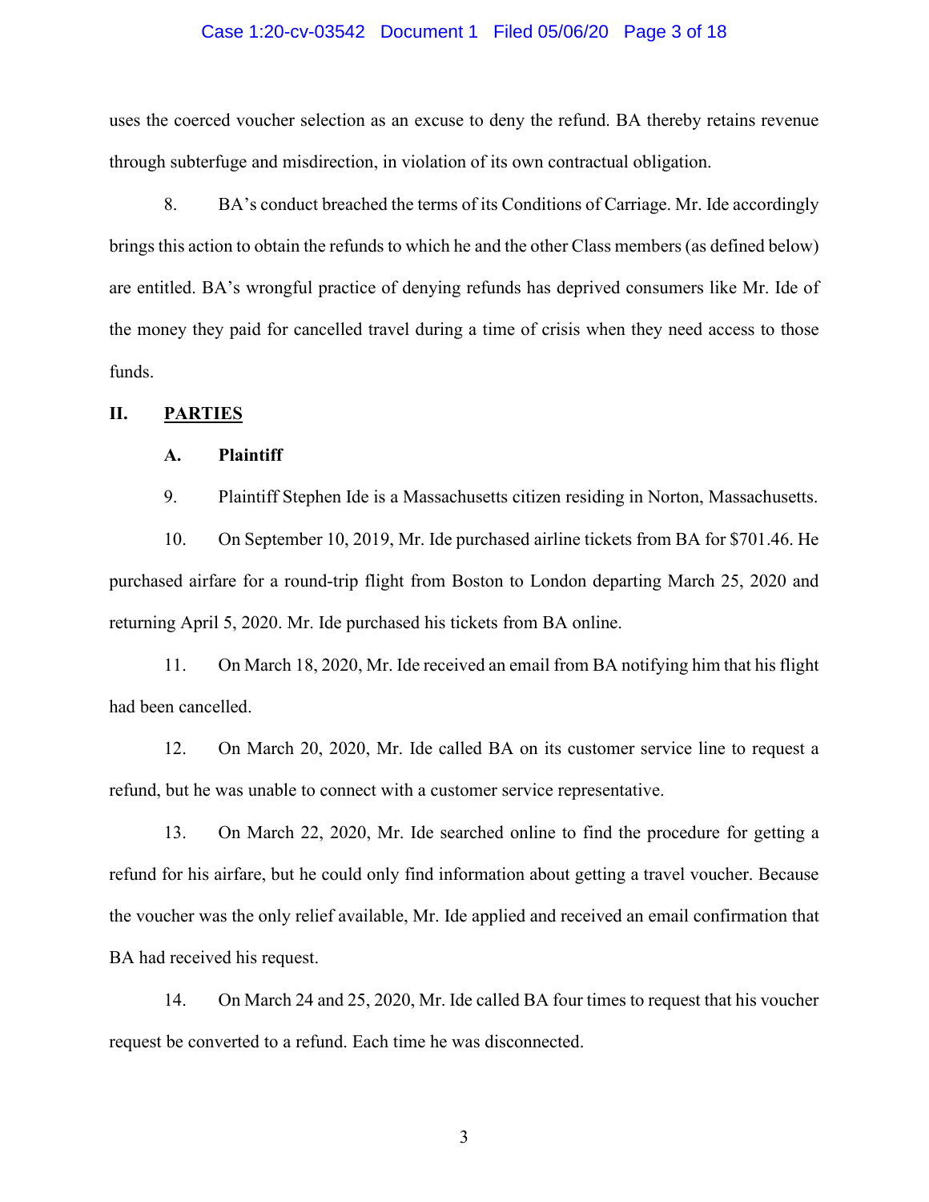uses the coerced voucher selection as an excuse to deny the refund. BA thereby retains revenue through subterfuge and misdirection, in violation of its own contractual obligation.

8. BA's conduct breached the terms of its Conditions of Carriage. Mr. Ide accordingly brings this action to obtain the refunds to which he and the other Class members (as defined below) are entitled. BA's wrongful practice of denying refunds has deprived consumers like Mr. Ide of the money they paid for cancelled travel during a time of crisis when they need access to those funds.

## II. PARTIES

### A. Plaintiff

9. Plaintiff Stephen Ide is a Massachusetts citizen residing in Norton, Massachusetts.

10. On September 10, 2019, Mr. Ide purchased airline tickets from BA for $701.46. He purchased airfare for a round-trip flight from Boston to London departing March 25, 2020 and returning April 5, 2020. Mr. Ide purchased his tickets from BA online.

11. On March 18, 2020, Mr. Ide received an email from BA notifying him that his flight had been cancelled.

12. On March 20, 2020, Mr. Ide called BA on its customer service line to request a refund, but he was unable to connect with a customer service representative.

13. On March 22, 2020, Mr. Ide searched online to find the procedure for getting a refund for his airfare, but he could only find information about getting a travel voucher. Because the voucher was the only relief available, Mr. Ide applied and received an email confirmation that BA had received his request.

14. On March 24 and 25, 2020, Mr. Ide called BA four times to request that his voucher request be converted to a refund. Each time he was disconnected.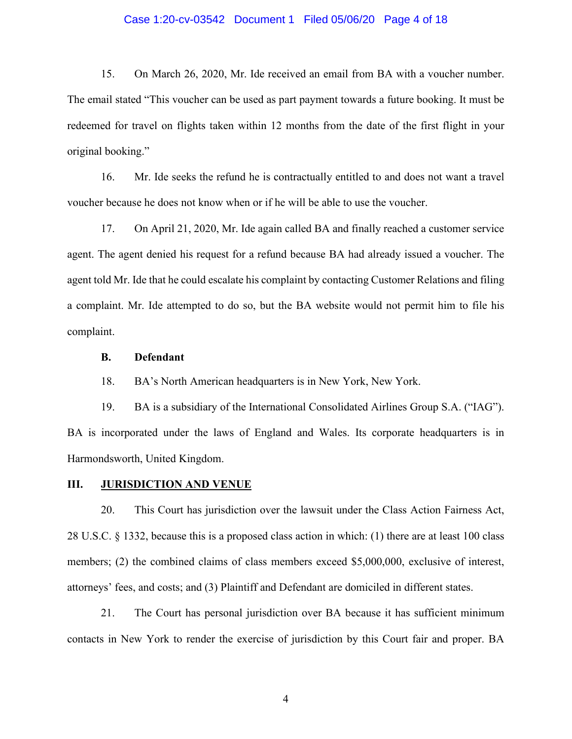15. On March 26, 2020, Mr. Ide received an email from BA with a voucher number. The email stated "This voucher can be used as part payment towards a future booking. It must be redeemed for travel on flights taken within 12 months from the date of the first flight in your original booking."

16. Mr. Ide seeks the refund he is contractually entitled to and does not want a travel voucher because he does not know when or if he will be able to use the voucher.

17. On April 21, 2020, Mr. Ide again called BA and finally reached a customer service agent. The agent denied his request for a refund because BA had already issued a voucher. The agent told Mr. Ide that he could escalate his complaint by contacting Customer Relations and filing a complaint. Mr. Ide attempted to do so, but the BA website would not permit him to file his complaint.

**B. Defendant**

18. BA's North American headquarters is in New York, New York.

19. BA is a subsidiary of the International Consolidated Airlines Group S.A. ("IAG"). BA is incorporated under the laws of England and Wales. Its corporate headquarters is in Harmondsworth, United Kingdom.

## III. JURISDICTION AND VENUE

20. This Court has jurisdiction over the lawsuit under the Class Action Fairness Act, 28 U.S.C. § 1332, because this is a proposed class action in which: (1) there are at least 100 class members; (2) the combined claims of class members exceed $5,000,000, exclusive of interest, attorneys' fees, and costs; and (3) Plaintiff and Defendant are domiciled in different states.

21. The Court has personal jurisdiction over BA because it has sufficient minimum contacts in New York to render the exercise of jurisdiction by this Court fair and proper. BA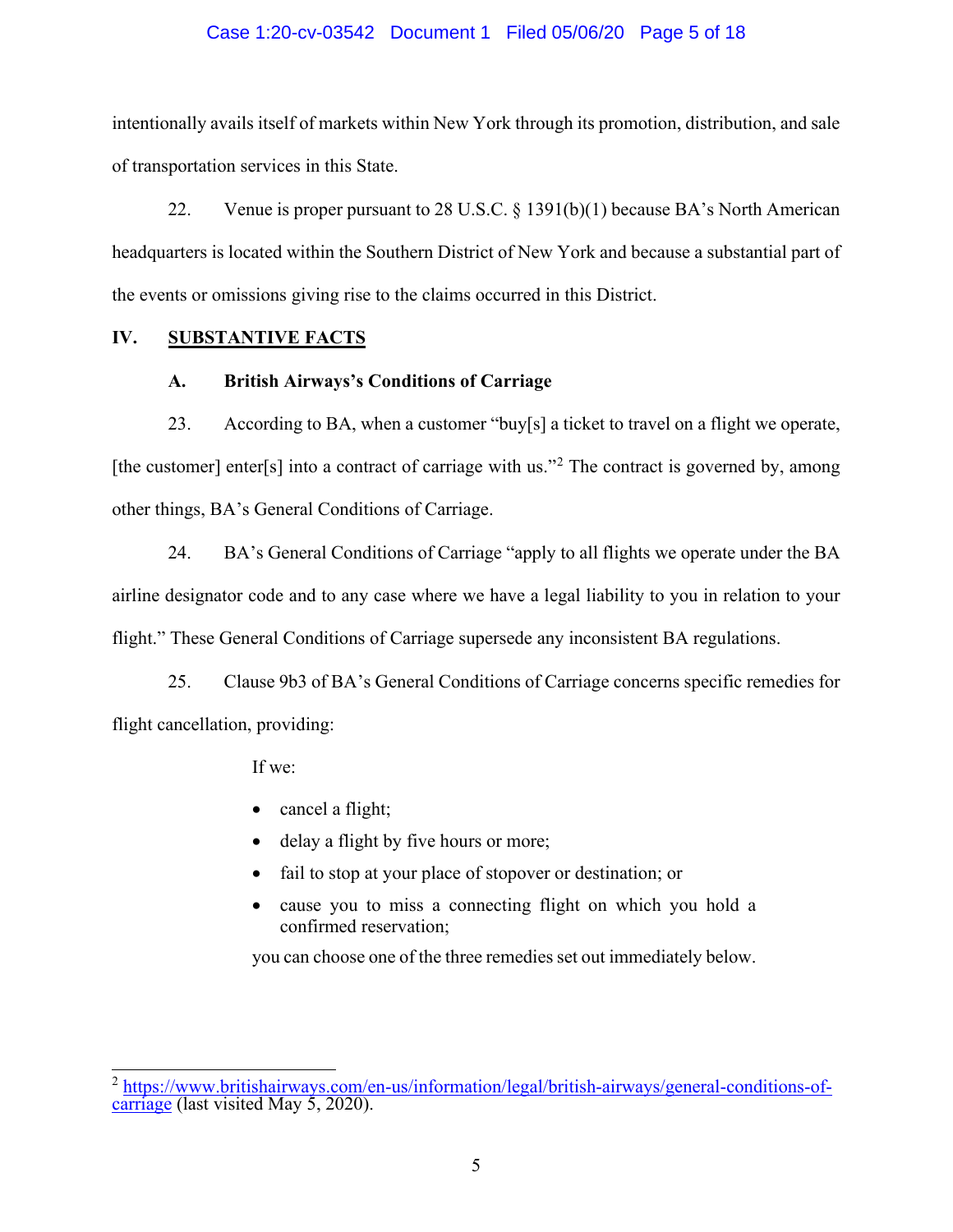intentionally avails itself of markets within New York through its promotion, distribution, and sale of transportation services in this State.

22. Venue is proper pursuant to 28 U.S.C. § 1391(b)(1) because BA's North American headquarters is located within the Southern District of New York and because a substantial part of the events or omissions giving rise to the claims occurred in this District.

## IV. SUBSTANTIVE FACTS

### A. British Airways's Conditions of Carriage

23. According to BA, when a customer "buy[s] a ticket to travel on a flight we operate, [the customer] enter[s] into a contract of carriage with us."[2] The contract is governed by, among other things, BA's General Conditions of Carriage.

24. BA's General Conditions of Carriage "apply to all flights we operate under the BA airline designator code and to any case where we have a legal liability to you in relation to your flight." These General Conditions of Carriage supersede any inconsistent BA regulations.

25. Clause 9b3 of BA's General Conditions of Carriage concerns specific remedies for flight cancellation, providing:

> If we:
>
> - cancel a flight;
> - delay a flight by five hours or more;
> - fail to stop at your place of stopover or destination; or
> - cause you to miss a connecting flight on which you hold a confirmed reservation;
>
> you can choose one of the three remedies set out immediately below.

---

[2] https://www.britishairways.com/en-us/information/legal/british-airways/general-conditions-of-carriage (last visited May 5, 2020).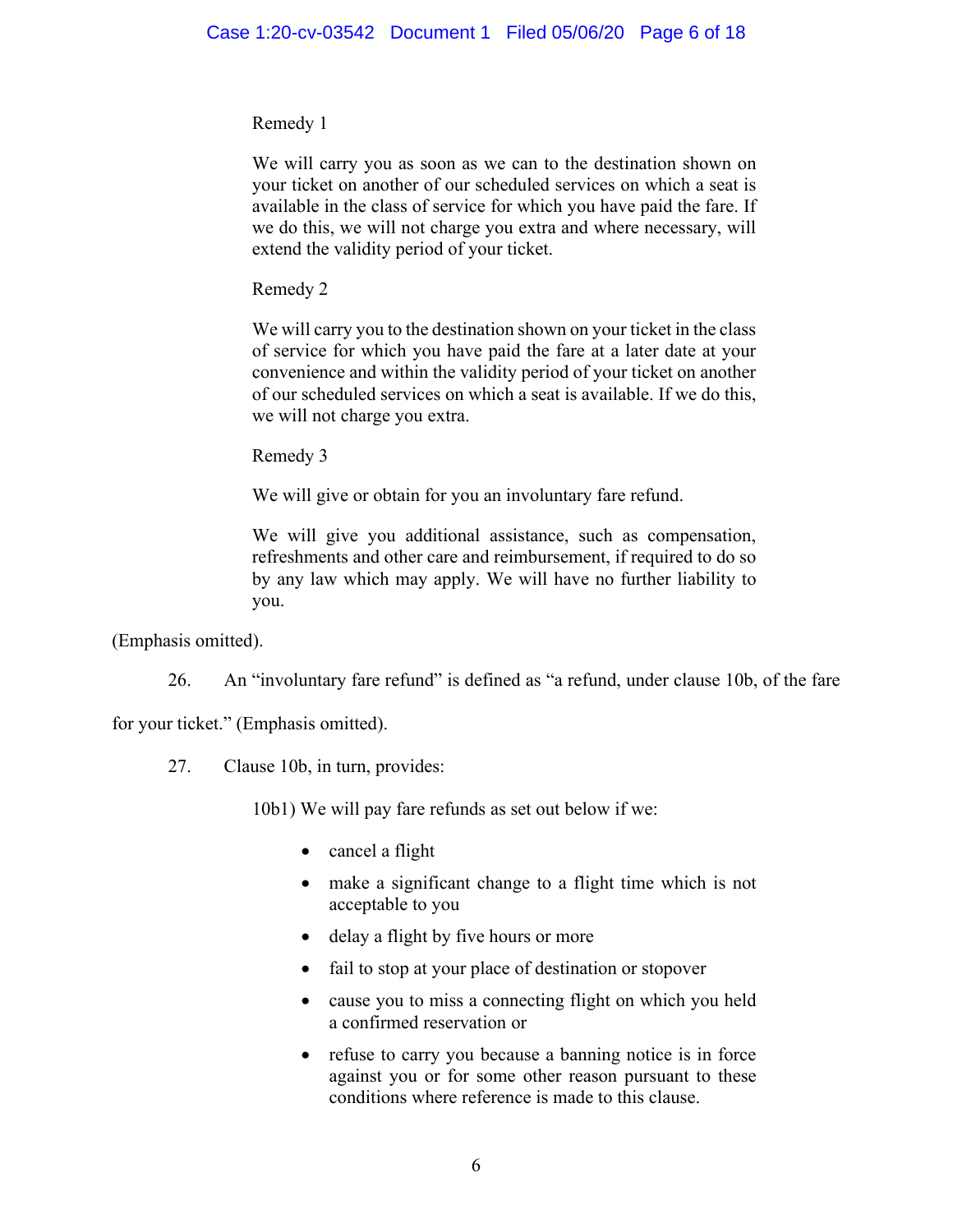> Remedy 1
>
> We will carry you as soon as we can to the destination shown on your ticket on another of our scheduled services on which a seat is available in the class of service for which you have paid the fare. If we do this, we will not charge you extra and where necessary, will extend the validity period of your ticket.
>
> Remedy 2
>
> We will carry you to the destination shown on your ticket in the class of service for which you have paid the fare at a later date at your convenience and within the validity period of your ticket on another of our scheduled services on which a seat is available. If we do this, we will not charge you extra.
>
> Remedy 3
>
> We will give or obtain for you an involuntary fare refund.
>
> We will give you additional assistance, such as compensation, refreshments and other care and reimbursement, if required to do so by any law which may apply. We will have no further liability to you.

(Emphasis omitted).

26. An "involuntary fare refund" is defined as "a refund, under clause 10b, of the fare for your ticket." (Emphasis omitted).

27. Clause 10b, in turn, provides:

> 10b1) We will pay fare refunds as set out below if we:
>
> - cancel a flight
> - make a significant change to a flight time which is not acceptable to you
> - delay a flight by five hours or more
> - fail to stop at your place of destination or stopover
> - cause you to miss a connecting flight on which you held a confirmed reservation or
> - refuse to carry you because a banning notice is in force against you or for some other reason pursuant to these conditions where reference is made to this clause.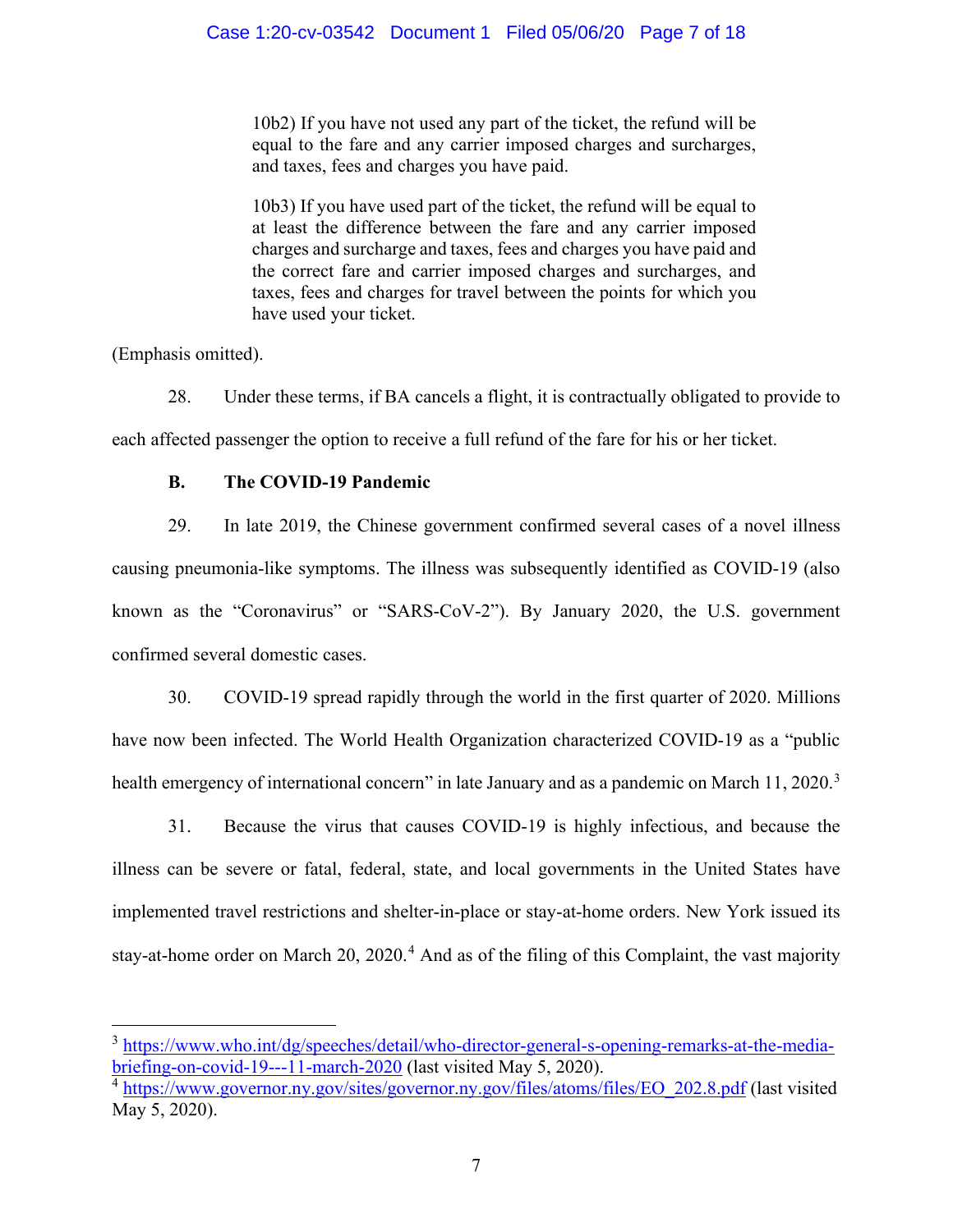> 10b2) If you have not used any part of the ticket, the refund will be equal to the fare and any carrier imposed charges and surcharges, and taxes, fees and charges you have paid.
>
> 10b3) If you have used part of the ticket, the refund will be equal to at least the difference between the fare and any carrier imposed charges and surcharge and taxes, fees and charges you have paid and the correct fare and carrier imposed charges and surcharges, and taxes, fees and charges for travel between the points for which you have used your ticket.

(Emphasis omitted).

28. Under these terms, if BA cancels a flight, it is contractually obligated to provide to each affected passenger the option to receive a full refund of the fare for his or her ticket.

**B. The COVID-19 Pandemic**

29. In late 2019, the Chinese government confirmed several cases of a novel illness causing pneumonia-like symptoms. The illness was subsequently identified as COVID-19 (also known as the "Coronavirus" or "SARS-CoV-2"). By January 2020, the U.S. government confirmed several domestic cases.

30. COVID-19 spread rapidly through the world in the first quarter of 2020. Millions have now been infected. The World Health Organization characterized COVID-19 as a "public health emergency of international concern" in late January and as a pandemic on March 11, 2020.[3]

31. Because the virus that causes COVID-19 is highly infectious, and because the illness can be severe or fatal, federal, state, and local governments in the United States have implemented travel restrictions and shelter-in-place or stay-at-home orders. New York issued its stay-at-home order on March 20, 2020.[4] And as of the filing of this Complaint, the vast majority

---

[3] https://www.who.int/dg/speeches/detail/who-director-general-s-opening-remarks-at-the-media-briefing-on-covid-19---11-march-2020 (last visited May 5, 2020).

[4] https://www.governor.ny.gov/sites/governor.ny.gov/files/atoms/files/EO_202.8.pdf (last visited May 5, 2020).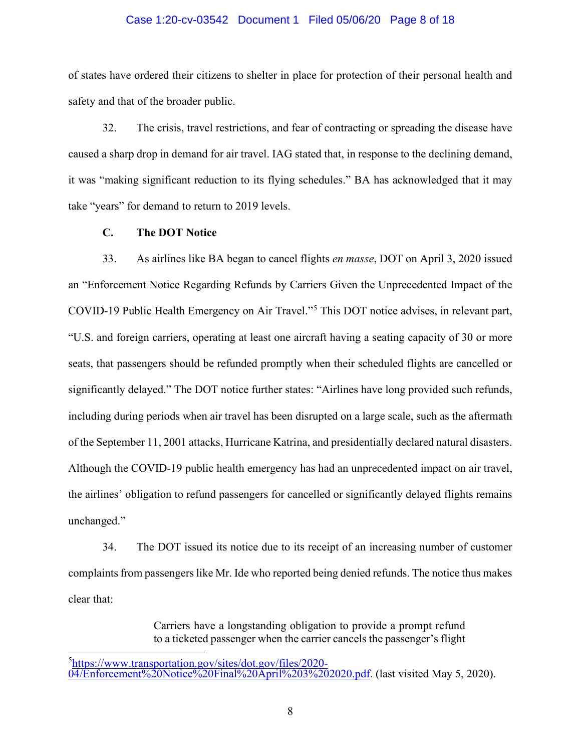of states have ordered their citizens to shelter in place for protection of their personal health and safety and that of the broader public.

32. The crisis, travel restrictions, and fear of contracting or spreading the disease have caused a sharp drop in demand for air travel. IAG stated that, in response to the declining demand, it was "making significant reduction to its flying schedules." BA has acknowledged that it may take "years" for demand to return to 2019 levels.

### C. The DOT Notice

33. As airlines like BA began to cancel flights *en masse*, DOT on April 3, 2020 issued an "Enforcement Notice Regarding Refunds by Carriers Given the Unprecedented Impact of the COVID-19 Public Health Emergency on Air Travel."[5] This DOT notice advises, in relevant part, "U.S. and foreign carriers, operating at least one aircraft having a seating capacity of 30 or more seats, that passengers should be refunded promptly when their scheduled flights are cancelled or significantly delayed." The DOT notice further states: "Airlines have long provided such refunds, including during periods when air travel has been disrupted on a large scale, such as the aftermath of the September 11, 2001 attacks, Hurricane Katrina, and presidentially declared natural disasters. Although the COVID-19 public health emergency has had an unprecedented impact on air travel, the airlines' obligation to refund passengers for cancelled or significantly delayed flights remains unchanged."

34. The DOT issued its notice due to its receipt of an increasing number of customer complaints from passengers like Mr. Ide who reported being denied refunds. The notice thus makes clear that:

> Carriers have a longstanding obligation to provide a prompt refund to a ticketed passenger when the carrier cancels the passenger's flight

---

[5] https://www.transportation.gov/sites/dot.gov/files/2020-04/Enforcement%20Notice%20Final%20April%203%202020.pdf. (last visited May 5, 2020).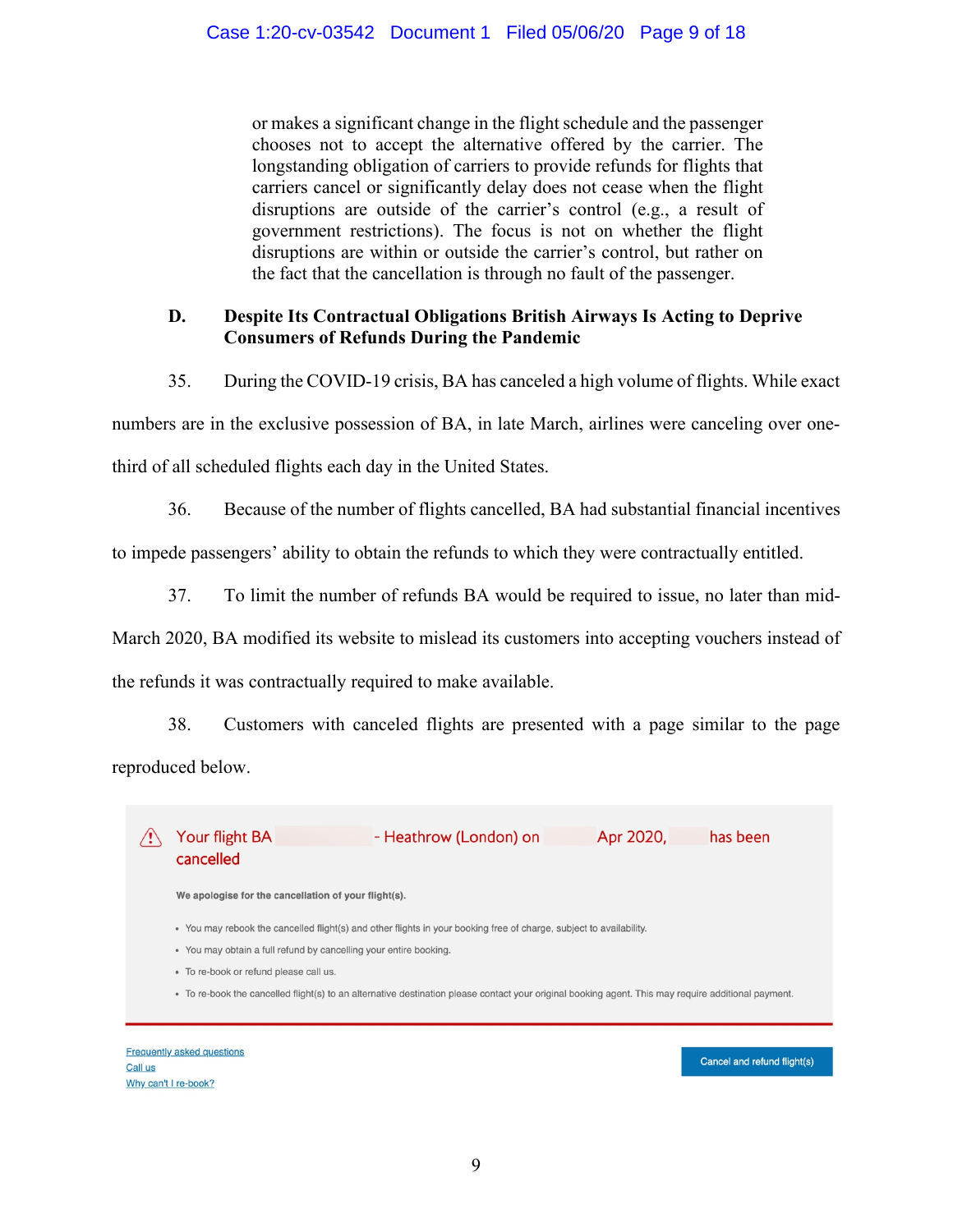> or makes a significant change in the flight schedule and the passenger chooses not to accept the alternative offered by the carrier. The longstanding obligation of carriers to provide refunds for flights that carriers cancel or significantly delay does not cease when the flight disruptions are outside of the carrier's control (e.g., a result of government restrictions). The focus is not on whether the flight disruptions are within or outside the carrier's control, but rather on the fact that the cancellation is through no fault of the passenger.

## D. Despite Its Contractual Obligations British Airways Is Acting to Deprive Consumers of Refunds During the Pandemic

35. During the COVID-19 crisis, BA has canceled a high volume of flights. While exact numbers are in the exclusive possession of BA, in late March, airlines were canceling over one-third of all scheduled flights each day in the United States.

36. Because of the number of flights cancelled, BA had substantial financial incentives to impede passengers' ability to obtain the refunds to which they were contractually entitled.

37. To limit the number of refunds BA would be required to issue, no later than mid-March 2020, BA modified its website to mislead its customers into accepting vouchers instead of the refunds it was contractually required to make available.

38. Customers with canceled flights are presented with a page similar to the page reproduced below.

> ⚠ Your flight BA - Heathrow (London) on Apr 2020, has been cancelled
>
> **We apologise for the cancellation of your flight(s).**
>
> - You may rebook the cancelled flight(s) and other flights in your booking free of charge, subject to availability.
> - You may obtain a full refund by cancelling your entire booking.
> - To re-book or refund please call us.
> - To re-book the cancelled flight(s) to an alternative destination please contact your original booking agent. This may require additional payment.
>
> Frequently asked questions
> Call us
> Why can't I re-book?
>
> Cancel and refund flight(s)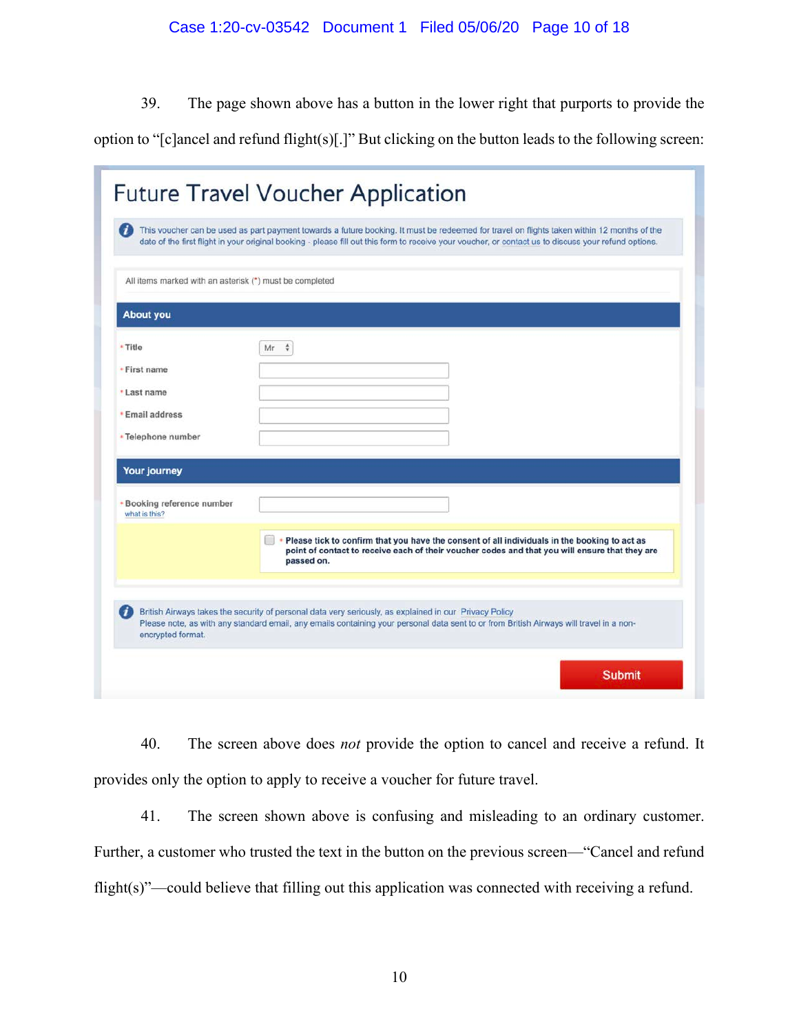39. The page shown above has a button in the lower right that purports to provide the option to "[c]ancel and refund flight(s)[.]" But clicking on the button leads to the following screen:

Future Travel Voucher Application

This voucher can be used as part payment towards a future booking. It must be redeemed for travel on flights taken within 12 months of the date of the first flight in your original booking - please fill out this form to receive your voucher, or contact us to discuss your refund options.

All items marked with an asterisk (*) must be completed

**About you**

* Title: Mr
* First name
* Last name
* Email address
* Telephone number

**Your journey**

* Booking reference number
  what is this?

* Please tick to confirm that you have the consent of all individuals in the booking to act as point of contact to receive each of their voucher codes and that you will ensure that they are passed on.

British Airways takes the security of personal data very seriously, as explained in our Privacy Policy
Please note, as with any standard email, any emails containing your personal data sent to or from British Airways will travel in a non-encrypted format.

Submit

40. The screen above does *not* provide the option to cancel and receive a refund. It provides only the option to apply to receive a voucher for future travel.

41. The screen shown above is confusing and misleading to an ordinary customer. Further, a customer who trusted the text in the button on the previous screen—"Cancel and refund flight(s)"—could believe that filling out this application was connected with receiving a refund.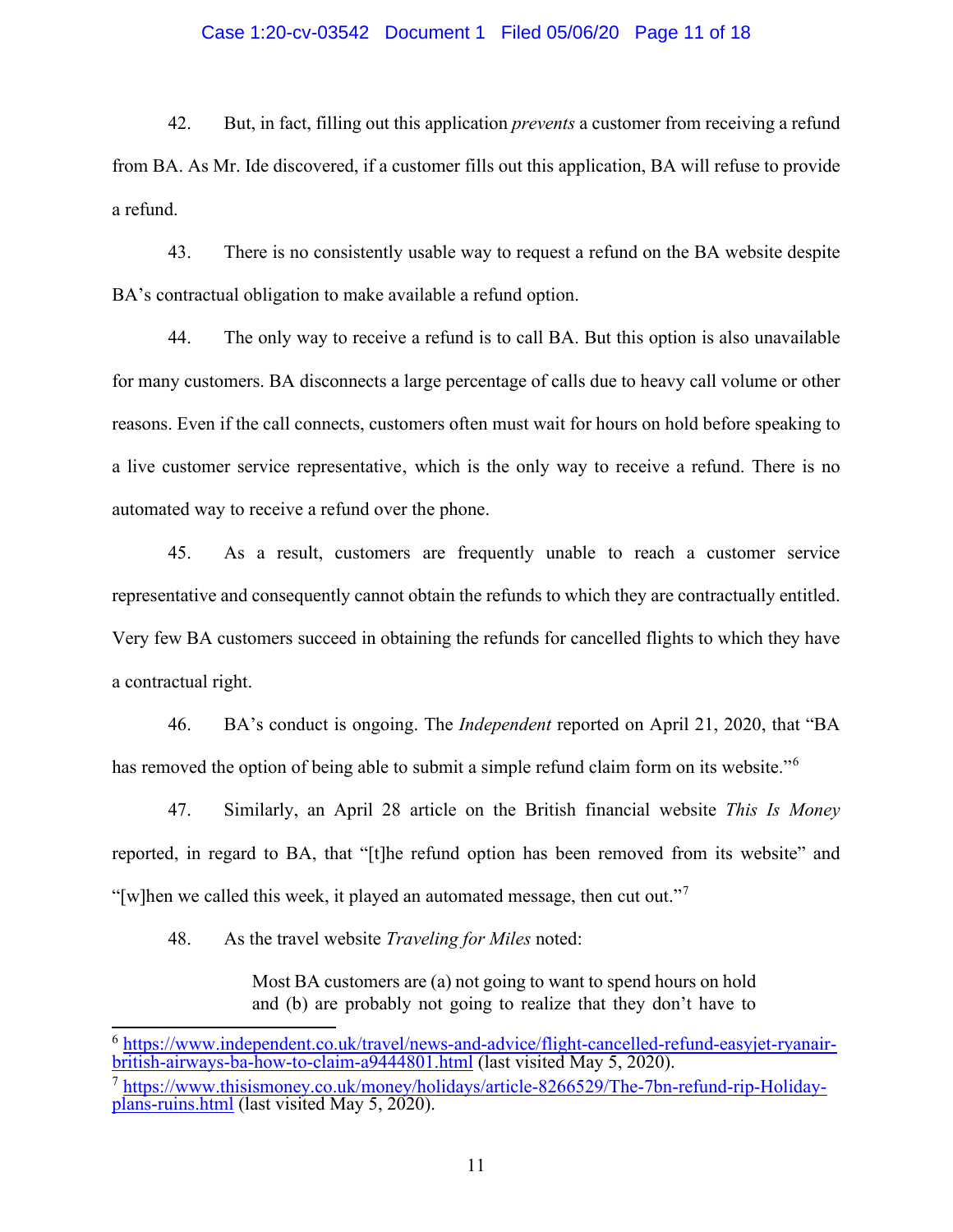42. But, in fact, filling out this application *prevents* a customer from receiving a refund from BA. As Mr. Ide discovered, if a customer fills out this application, BA will refuse to provide a refund.

43. There is no consistently usable way to request a refund on the BA website despite BA's contractual obligation to make available a refund option.

44. The only way to receive a refund is to call BA. But this option is also unavailable for many customers. BA disconnects a large percentage of calls due to heavy call volume or other reasons. Even if the call connects, customers often must wait for hours on hold before speaking to a live customer service representative, which is the only way to receive a refund. There is no automated way to receive a refund over the phone.

45. As a result, customers are frequently unable to reach a customer service representative and consequently cannot obtain the refunds to which they are contractually entitled. Very few BA customers succeed in obtaining the refunds for cancelled flights to which they have a contractual right.

46. BA's conduct is ongoing. The *Independent* reported on April 21, 2020, that "BA has removed the option of being able to submit a simple refund claim form on its website."[6]

47. Similarly, an April 28 article on the British financial website *This Is Money* reported, in regard to BA, that "[t]he refund option has been removed from its website" and "[w]hen we called this week, it played an automated message, then cut out."[7]

48. As the travel website *Traveling for Miles* noted:

> Most BA customers are (a) not going to want to spend hours on hold and (b) are probably not going to realize that they don't have to

---

[6] https://www.independent.co.uk/travel/news-and-advice/flight-cancelled-refund-easyjet-ryanair-british-airways-ba-how-to-claim-a9444801.html (last visited May 5, 2020).

[7] https://www.thisismoney.co.uk/money/holidays/article-8266529/The-7bn-refund-rip-Holiday-plans-ruins.html (last visited May 5, 2020).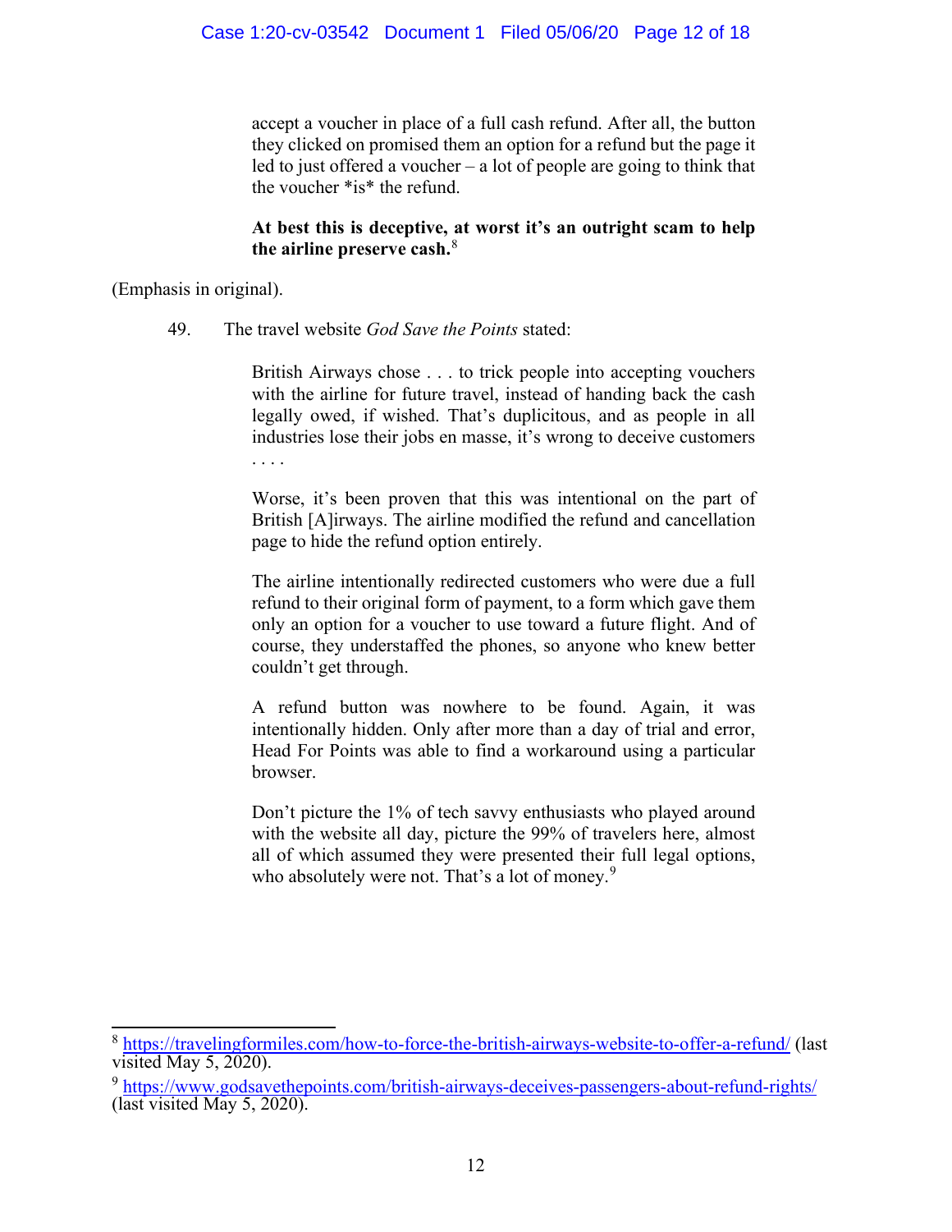> accept a voucher in place of a full cash refund. After all, the button they clicked on promised them an option for a refund but the page it led to just offered a voucher – a lot of people are going to think that the voucher *is* the refund.
>
> **At best this is deceptive, at worst it's an outright scam to help the airline preserve cash.**[8]

(Emphasis in original).

49. The travel website *God Save the Points* stated:

> British Airways chose . . . to trick people into accepting vouchers with the airline for future travel, instead of handing back the cash legally owed, if wished. That's duplicitous, and as people in all industries lose their jobs en masse, it's wrong to deceive customers . . . .
>
> Worse, it's been proven that this was intentional on the part of British [A]irways. The airline modified the refund and cancellation page to hide the refund option entirely.
>
> The airline intentionally redirected customers who were due a full refund to their original form of payment, to a form which gave them only an option for a voucher to use toward a future flight. And of course, they understaffed the phones, so anyone who knew better couldn't get through.
>
> A refund button was nowhere to be found. Again, it was intentionally hidden. Only after more than a day of trial and error, Head For Points was able to find a workaround using a particular browser.
>
> Don't picture the 1% of tech savvy enthusiasts who played around with the website all day, picture the 99% of travelers here, almost all of which assumed they were presented their full legal options, who absolutely were not. That's a lot of money.[9]

---

[8] https://travelingformiles.com/how-to-force-the-british-airways-website-to-offer-a-refund/ (last visited May 5, 2020).

[9] https://www.godsavethepoints.com/british-airways-deceives-passengers-about-refund-rights/ (last visited May 5, 2020).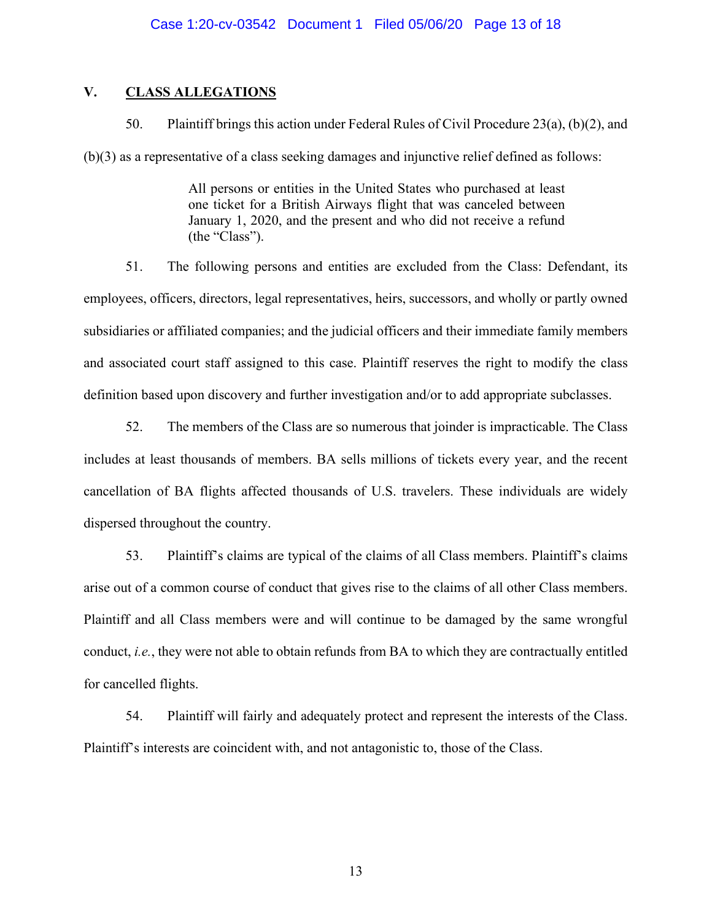## V. CLASS ALLEGATIONS

50. Plaintiff brings this action under Federal Rules of Civil Procedure 23(a), (b)(2), and (b)(3) as a representative of a class seeking damages and injunctive relief defined as follows:

> All persons or entities in the United States who purchased at least one ticket for a British Airways flight that was canceled between January 1, 2020, and the present and who did not receive a refund (the "Class").

51. The following persons and entities are excluded from the Class: Defendant, its employees, officers, directors, legal representatives, heirs, successors, and wholly or partly owned subsidiaries or affiliated companies; and the judicial officers and their immediate family members and associated court staff assigned to this case. Plaintiff reserves the right to modify the class definition based upon discovery and further investigation and/or to add appropriate subclasses.

52. The members of the Class are so numerous that joinder is impracticable. The Class includes at least thousands of members. BA sells millions of tickets every year, and the recent cancellation of BA flights affected thousands of U.S. travelers. These individuals are widely dispersed throughout the country.

53. Plaintiff's claims are typical of the claims of all Class members. Plaintiff's claims arise out of a common course of conduct that gives rise to the claims of all other Class members. Plaintiff and all Class members were and will continue to be damaged by the same wrongful conduct, *i.e.*, they were not able to obtain refunds from BA to which they are contractually entitled for cancelled flights.

54. Plaintiff will fairly and adequately protect and represent the interests of the Class. Plaintiff's interests are coincident with, and not antagonistic to, those of the Class.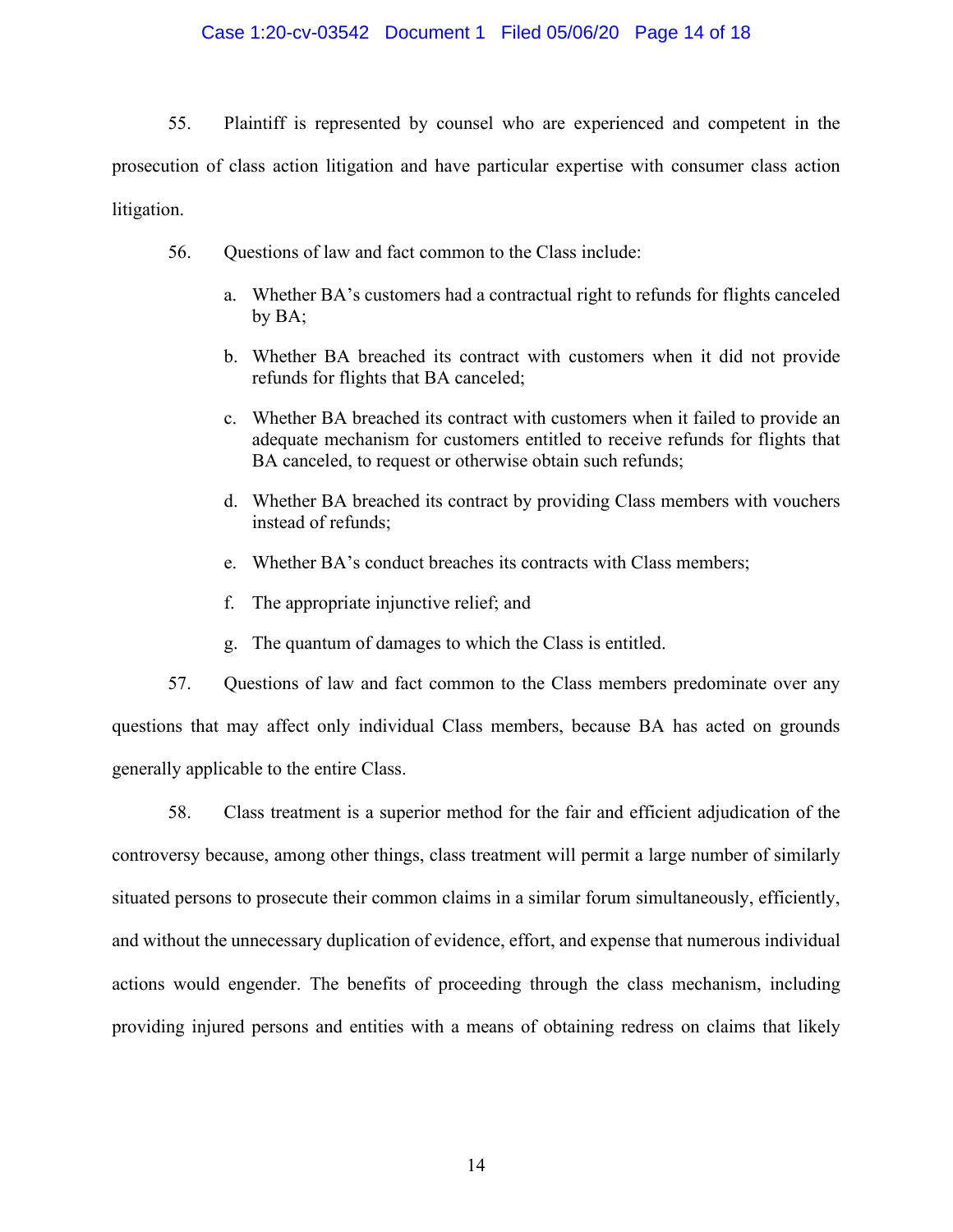55. Plaintiff is represented by counsel who are experienced and competent in the prosecution of class action litigation and have particular expertise with consumer class action litigation.

56. Questions of law and fact common to the Class include:

a. Whether BA's customers had a contractual right to refunds for flights canceled by BA;

b. Whether BA breached its contract with customers when it did not provide refunds for flights that BA canceled;

c. Whether BA breached its contract with customers when it failed to provide an adequate mechanism for customers entitled to receive refunds for flights that BA canceled, to request or otherwise obtain such refunds;

d. Whether BA breached its contract by providing Class members with vouchers instead of refunds;

e. Whether BA's conduct breaches its contracts with Class members;

f. The appropriate injunctive relief; and

g. The quantum of damages to which the Class is entitled.

57. Questions of law and fact common to the Class members predominate over any questions that may affect only individual Class members, because BA has acted on grounds generally applicable to the entire Class.

58. Class treatment is a superior method for the fair and efficient adjudication of the controversy because, among other things, class treatment will permit a large number of similarly situated persons to prosecute their common claims in a similar forum simultaneously, efficiently, and without the unnecessary duplication of evidence, effort, and expense that numerous individual actions would engender. The benefits of proceeding through the class mechanism, including providing injured persons and entities with a means of obtaining redress on claims that likely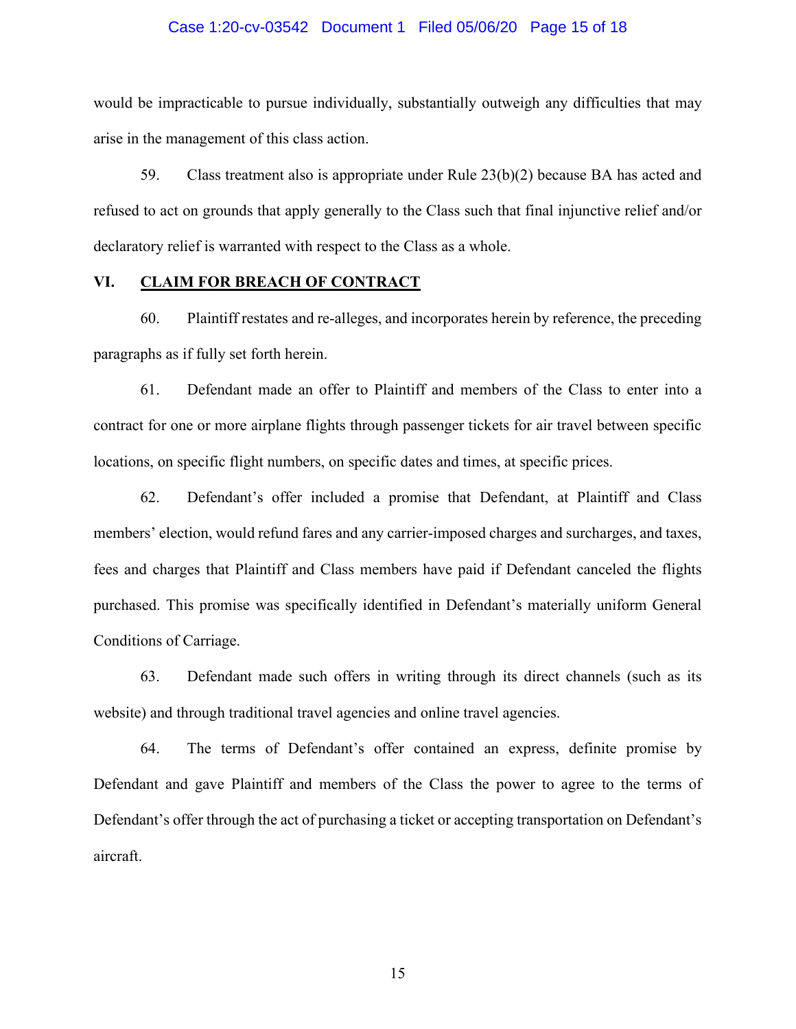would be impracticable to pursue individually, substantially outweigh any difficulties that may arise in the management of this class action.

59. Class treatment also is appropriate under Rule 23(b)(2) because BA has acted and refused to act on grounds that apply generally to the Class such that final injunctive relief and/or declaratory relief is warranted with respect to the Class as a whole.

## VI. <u>CLAIM FOR BREACH OF CONTRACT</u>

60. Plaintiff restates and re-alleges, and incorporates herein by reference, the preceding paragraphs as if fully set forth herein.

61. Defendant made an offer to Plaintiff and members of the Class to enter into a contract for one or more airplane flights through passenger tickets for air travel between specific locations, on specific flight numbers, on specific dates and times, at specific prices.

62. Defendant's offer included a promise that Defendant, at Plaintiff and Class members' election, would refund fares and any carrier-imposed charges and surcharges, and taxes, fees and charges that Plaintiff and Class members have paid if Defendant canceled the flights purchased. This promise was specifically identified in Defendant's materially uniform General Conditions of Carriage.

63. Defendant made such offers in writing through its direct channels (such as its website) and through traditional travel agencies and online travel agencies.

64. The terms of Defendant's offer contained an express, definite promise by Defendant and gave Plaintiff and members of the Class the power to agree to the terms of Defendant's offer through the act of purchasing a ticket or accepting transportation on Defendant's aircraft.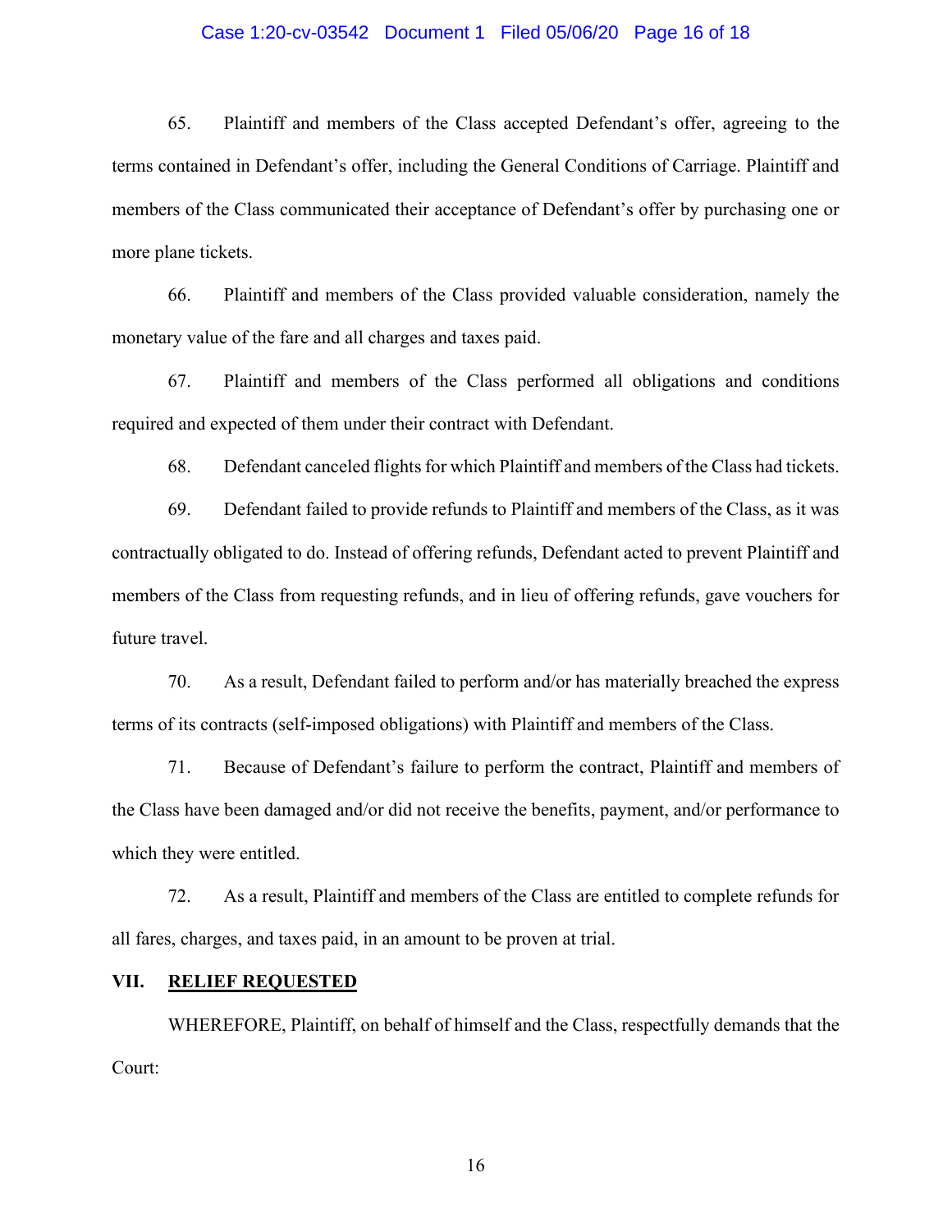65. Plaintiff and members of the Class accepted Defendant's offer, agreeing to the terms contained in Defendant's offer, including the General Conditions of Carriage. Plaintiff and members of the Class communicated their acceptance of Defendant's offer by purchasing one or more plane tickets.

66. Plaintiff and members of the Class provided valuable consideration, namely the monetary value of the fare and all charges and taxes paid.

67. Plaintiff and members of the Class performed all obligations and conditions required and expected of them under their contract with Defendant.

68. Defendant canceled flights for which Plaintiff and members of the Class had tickets.

69. Defendant failed to provide refunds to Plaintiff and members of the Class, as it was contractually obligated to do. Instead of offering refunds, Defendant acted to prevent Plaintiff and members of the Class from requesting refunds, and in lieu of offering refunds, gave vouchers for future travel.

70. As a result, Defendant failed to perform and/or has materially breached the express terms of its contracts (self-imposed obligations) with Plaintiff and members of the Class.

71. Because of Defendant's failure to perform the contract, Plaintiff and members of the Class have been damaged and/or did not receive the benefits, payment, and/or performance to which they were entitled.

72. As a result, Plaintiff and members of the Class are entitled to complete refunds for all fares, charges, and taxes paid, in an amount to be proven at trial.

## VII. RELIEF REQUESTED

WHEREFORE, Plaintiff, on behalf of himself and the Class, respectfully demands that the Court: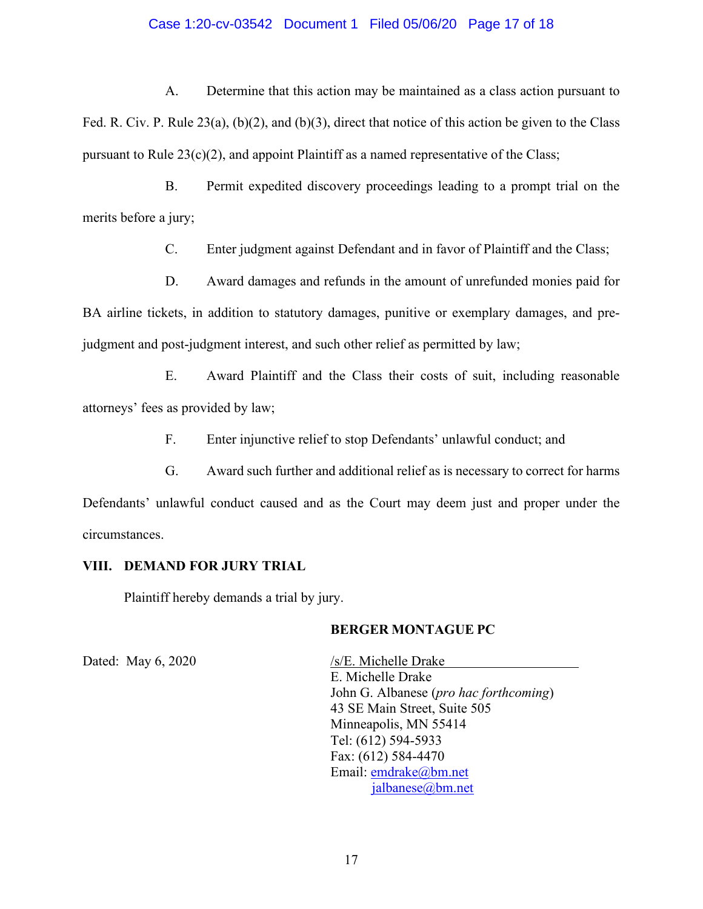A. Determine that this action may be maintained as a class action pursuant to Fed. R. Civ. P. Rule 23(a), (b)(2), and (b)(3), direct that notice of this action be given to the Class pursuant to Rule 23(c)(2), and appoint Plaintiff as a named representative of the Class;

B. Permit expedited discovery proceedings leading to a prompt trial on the merits before a jury;

C. Enter judgment against Defendant and in favor of Plaintiff and the Class;

D. Award damages and refunds in the amount of unrefunded monies paid for BA airline tickets, in addition to statutory damages, punitive or exemplary damages, and pre-judgment and post-judgment interest, and such other relief as permitted by law;

E. Award Plaintiff and the Class their costs of suit, including reasonable attorneys' fees as provided by law;

F. Enter injunctive relief to stop Defendants' unlawful conduct; and

G. Award such further and additional relief as is necessary to correct for harms Defendants' unlawful conduct caused and as the Court may deem just and proper under the circumstances.

## VIII. DEMAND FOR JURY TRIAL

Plaintiff hereby demands a trial by jury.

**BERGER MONTAGUE PC**

Dated: May 6, 2020

/s/E. Michelle Drake
E. Michelle Drake
John G. Albanese (*pro hac forthcoming*)
43 SE Main Street, Suite 505
Minneapolis, MN 55414
Tel: (612) 594-5933
Fax: (612) 584-4470
Email: emdrake@bm.net
jalbanese@bm.net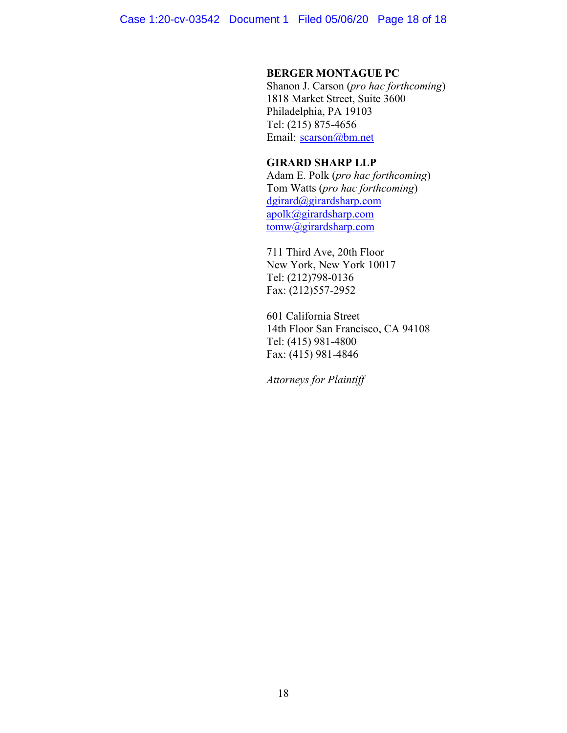**BERGER MONTAGUE PC**
Shanon J. Carson (*pro hac forthcoming*)
1818 Market Street, Suite 3600
Philadelphia, PA 19103
Tel: (215) 875-4656
Email: scarson@bm.net

**GIRARD SHARP LLP**
Adam E. Polk (*pro hac forthcoming*)
Tom Watts (*pro hac forthcoming*)
dgirard@girardsharp.com
apolk@girardsharp.com
tomw@girardsharp.com

711 Third Ave, 20th Floor
New York, New York 10017
Tel: (212)798-0136
Fax: (212)557-2952

601 California Street
14th Floor San Francisco, CA 94108
Tel: (415) 981-4800
Fax: (415) 981-4846

*Attorneys for Plaintiff*